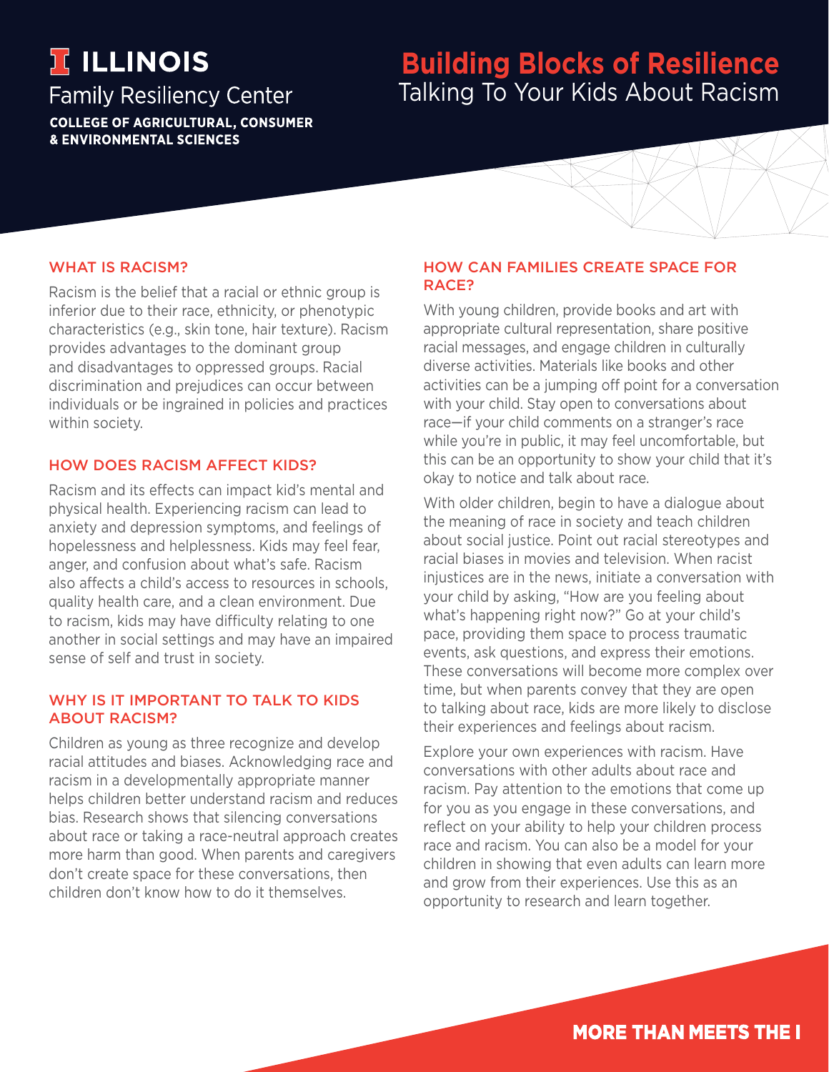**ILLINOIS**

Family Resiliency Center

**COLLEGE OF AGRICULTURAL, CONSUMER & ENVIRONMENTAL SCIENCES**

# Building Blocks of Resilience

## Talking To Your Kids About Racism

### WHAT IS RACISM?

Racism is the belief that a racial or ethnic group is inferior due to their race, ethnicity, or phenotypic characteristics (e.g., skin tone, hair texture). Racism provides advantages to the dominant group and disadvantages to oppressed groups. Racial discrimination and prejudices can occur between individuals or be ingrained in policies and practices within society.

### HOW DOES RACISM AFFECT KIDS?

Racism and its effects can impact kid's mental and physical health. Experiencing racism can lead to anxiety and depression symptoms, and feelings of hopelessness and helplessness. Kids may feel fear, anger, and confusion about what's safe. Racism also affects a child's access to resources in schools, quality health care, and a clean environment. Due to racism, kids may have difficulty relating to one another in social settings and may have an impaired sense of self and trust in society.

### WHY IS IT IMPORTANT TO TALK TO KIDS ABOUT RACISM?

Children as young as three recognize and develop racial attitudes and biases. Acknowledging race and racism in a developmentally appropriate manner helps children better understand racism and reduces bias. Research shows that silencing conversations about race or taking a race-neutral approach creates more harm than good. When parents and caregivers don't create space for these conversations, then children don't know how to do it themselves.

### HOW CAN FAMILIES CREATE SPACE FOR RACE?

With young children, provide books and art with appropriate cultural representation, share positive racial messages, and engage children in culturally diverse activities. Materials like books and other activities can be a jumping off point for a conversation with your child. Stay open to conversations about race—if your child comments on a stranger's race while you're in public, it may feel uncomfortable, but this can be an opportunity to show your child that it's okay to notice and talk about race.

With older children, begin to have a dialogue about the meaning of race in society and teach children about social justice. Point out racial stereotypes and racial biases in movies and television. When racist injustices are in the news, initiate a conversation with your child by asking, "How are you feeling about what's happening right now?" Go at your child's pace, providing them space to process traumatic events, ask questions, and express their emotions. These conversations will become more complex over time, but when parents convey that they are open to talking about race, kids are more likely to disclose their experiences and feelings about racism.

Explore your own experiences with racism. Have conversations with other adults about race and racism. Pay attention to the emotions that come up for you as you engage in these conversations, and reflect on your ability to help your children process race and racism. You can also be a model for your children in showing that even adults can learn more and grow from their experiences. Use this as an opportunity to research and learn together.

**MORE THAN MEETS THE I**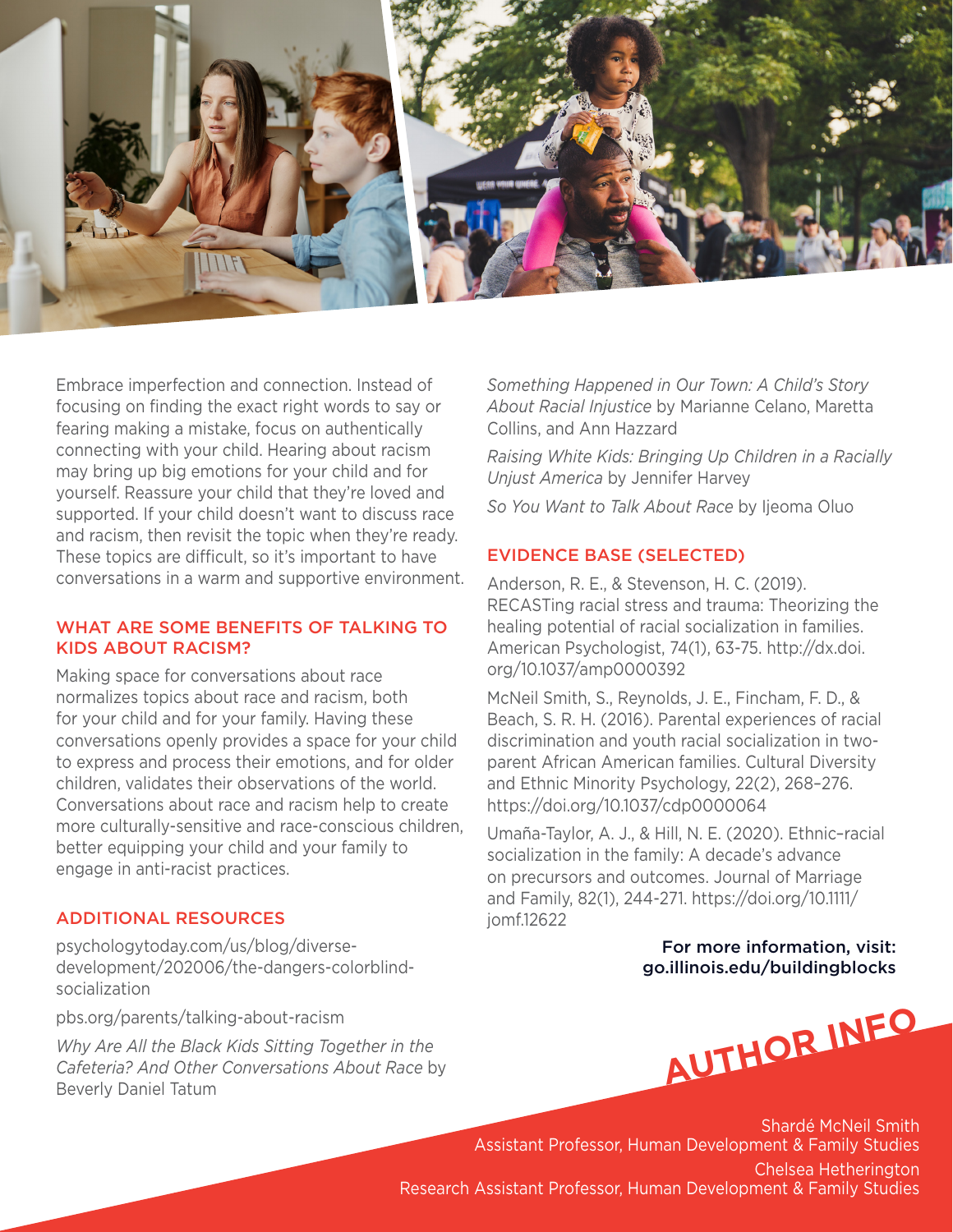Embrace imperfection and connection. Instead of focusing on finding the exact right words to say or fearing making a mistake, focus on authentically connecting with your child. Hearing about racism may bring up big emotions for your child and for yourself. Reassure your child that they're loved and supported. If your child doesn't want to discuss race and racism, then revisit the topic when they're ready. These topics are difficult, so it's important to have conversations in a warm and supportive environment.

## WHAT ARE SOME BENEFITS OF TALKING TO KIDS ABOUT RACISM?

Making space for conversations about race normalizes topics about race and racism, both for your child and for your family. Having these conversations openly provides a space for your child to express and process their emotions, and for older children, validates their observations of the world. Conversations about race and racism help to create more culturally-sensitive and race-conscious children, better equipping your child and your family to engage in anti-racist practices.

## ADDITIONAL RESOURCES

psychologytoday.com/us/blog/diverse-development/202006/the-dangers-colorblind-socialization

pbs.org/parents/talking-about-racism

*Why Are All the Black Kids Sitting Together in the Cafeteria? And Other Conversations About Race* by Beverly Daniel Tatum

*Something Happened in Our Town: A Child's Story About Racial Injustice* by Marianne Celano, Maretta Collins, and Ann Hazzard

*Raising White Kids: Bringing Up Children in a Racially Unjust America* by Jennifer Harvey

*So You Want to Talk About Race* by Ijeoma Oluo

## EVIDENCE BASE (SELECTED)

Anderson, R. E., & Stevenson, H. C. (2019). RECASTing racial stress and trauma: Theorizing the healing potential of racial socialization in families. American Psychologist, 74(1), 63-75. http://dx.doi.org/10.1037/amp0000392

McNeil Smith, S., Reynolds, J. E., Fincham, F. D., & Beach, S. R. H. (2016). Parental experiences of racial discrimination and youth racial socialization in two-parent African American families. Cultural Diversity and Ethnic Minority Psychology, 22(2), 268–276. https://doi.org/10.1037/cdp0000064

Umaña-Taylor, A. J., & Hill, N. E. (2020). Ethnic–racial socialization in the family: A decade's advance on precursors and outcomes. Journal of Marriage and Family, 82(1), 244-271. https://doi.org/10.1111/jomf.12622

**For more information, visit: go.illinois.edu/buildingblocks**

## AUTHOR INFO

Shardé McNeil Smith
Assistant Professor, Human Development & Family Studies

Chelsea Hetherington
Research Assistant Professor, Human Development & Family Studies